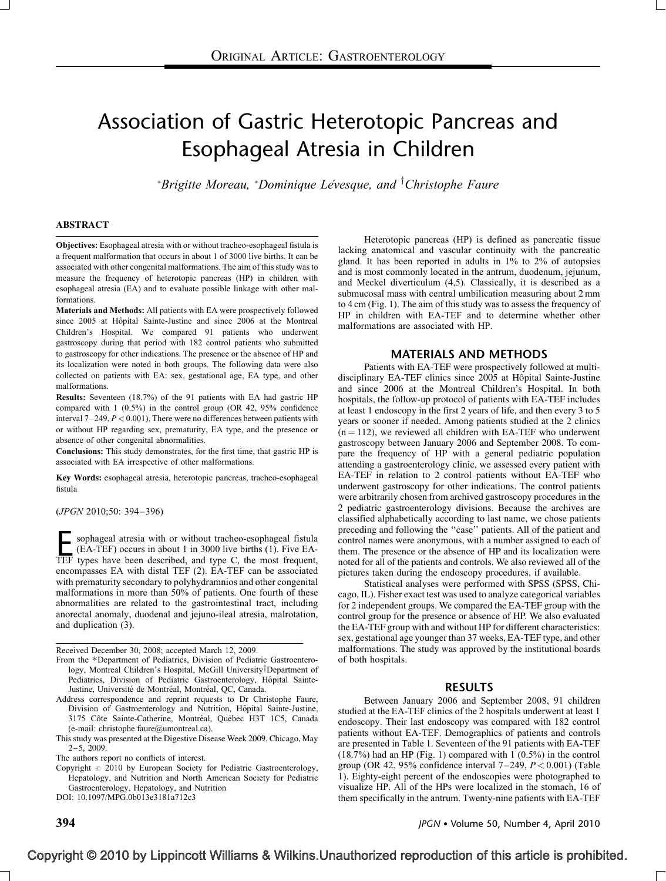# Association of Gastric Heterotopic Pancreas and Esophageal Atresia in Children

*Brigitte Moreau, *Dominique Lévesque, and †Christophe Faure

## ABSTRACT

**Objectives:** Esophageal atresia with or without tracheo-esophageal fistula is a frequent malformation that occurs in about 1 of 3000 live births. It can be associated with other congenital malformations. The aim of this study was to measure the frequency of heterotopic pancreas (HP) in children with esophageal atresia (EA) and to evaluate possible linkage with other malformations.

**Materials and Methods:** All patients with EA were prospectively followed since 2005 at Hôpital Sainte-Justine and since 2006 at the Montreal Children's Hospital. We compared 91 patients who underwent gastroscopy during that period with 182 control patients who submitted to gastroscopy for other indications. The presence or the absence of HP and its localization were noted in both groups. The following data were also collected on patients with EA: sex, gestational age, EA type, and other malformations.

**Results:** Seventeen (18.7%) of the 91 patients with EA had gastric HP compared with 1 (0.5%) in the control group (OR 42, 95% confidence interval 7–249, $P < 0.001$). There were no differences between patients with or without HP regarding sex, prematurity, EA type, and the presence or absence of other congenital abnormalities.

**Conclusions:** This study demonstrates, for the first time, that gastric HP is associated with EA irrespective of other malformations.

**Key Words:** esophageal atresia, heterotopic pancreas, tracheo-esophageal fistula

(*JPGN* 2010;50: 394–396)

Esophageal atresia with or without tracheo-esophageal fistula (EA-TEF) occurs in about 1 in 3000 live births (1). Five EA-TEF types have been described, and type C, the most frequent, encompasses EA with distal TEF (2). EA-TEF can be associated with prematurity secondary to polyhydramnios and other congenital malformations in more than 50% of patients. One fourth of these abnormalities are related to the gastrointestinal tract, including anorectal anomaly, duodenal and jejuno-ileal atresia, malrotation, and duplication (3).

Received December 30, 2008; accepted March 12, 2009.

From the *Department of Pediatrics, Division of Pediatric Gastroenterology, Montreal Children's Hospital, McGill University†Department of Pediatrics, Division of Pediatric Gastroenterology, Hôpital Sainte-Justine, Université de Montréal, Montréal, QC, Canada.

Address correspondence and reprint requests to Dr Christophe Faure, Division of Gastroenterology and Nutrition, Hôpital Sainte-Justine, 3175 Côte Sainte-Catherine, Montréal, Québec H3T 1C5, Canada (e-mail: christophe.faure@umontreal.ca).

This study was presented at the Digestive Disease Week 2009, Chicago, May 2–5, 2009.

The authors report no conflicts of interest.

Copyright © 2010 by European Society for Pediatric Gastroenterology, Hepatology, and Nutrition and North American Society for Pediatric Gastroenterology, Hepatology, and Nutrition

DOI: 10.1097/MPG.0b013e3181a712c3

Heterotopic pancreas (HP) is defined as pancreatic tissue lacking anatomical and vascular continuity with the pancreatic gland. It has been reported in adults in 1% to 2% of autopsies and is most commonly located in the antrum, duodenum, jejunum, and Meckel diverticulum (4,5). Classically, it is described as a submucosal mass with central umbilication measuring about 2 mm to 4 cm (Fig. 1). The aim of this study was to assess the frequency of HP in children with EA-TEF and to determine whether other malformations are associated with HP.

## MATERIALS AND METHODS

Patients with EA-TEF were prospectively followed at multidisciplinary EA-TEF clinics since 2005 at Hôpital Sainte-Justine and since 2006 at the Montreal Children's Hospital. In both hospitals, the follow-up protocol of patients with EA-TEF includes at least 1 endoscopy in the first 2 years of life, and then every 3 to 5 years or sooner if needed. Among patients studied at the 2 clinics ($n = 112$), we reviewed all children with EA-TEF who underwent gastroscopy between January 2006 and September 2008. To compare the frequency of HP with a general pediatric population attending a gastroenterology clinic, we assessed every patient with EA-TEF in relation to 2 control patients without EA-TEF who underwent gastroscopy for other indications. The control patients were arbitrarily chosen from archived gastroscopy procedures in the 2 pediatric gastroenterology divisions. Because the archives are classified alphabetically according to last name, we chose patients preceding and following the "case" patients. All of the patient and control names were anonymous, with a number assigned to each of them. The presence or the absence of HP and its localization were noted for all of the patients and controls. We also reviewed all of the pictures taken during the endoscopy procedures, if available.

Statistical analyses were performed with SPSS (SPSS, Chicago, IL). Fisher exact test was used to analyze categorical variables for 2 independent groups. We compared the EA-TEF group with the control group for the presence or absence of HP. We also evaluated the EA-TEF group with and without HP for different characteristics: sex, gestational age younger than 37 weeks, EA-TEF type, and other malformations. The study was approved by the institutional boards of both hospitals.

## RESULTS

Between January 2006 and September 2008, 91 children studied at the EA-TEF clinics of the 2 hospitals underwent at least 1 endoscopy. Their last endoscopy was compared with 182 control patients without EA-TEF. Demographics of patients and controls are presented in Table 1. Seventeen of the 91 patients with EA-TEF (18.7%) had an HP (Fig. 1) compared with 1 (0.5%) in the control group (OR 42, 95% confidence interval 7–249, $P < 0.001$) (Table 1). Eighty-eight percent of the endoscopies were photographed to visualize HP. All of the HPs were localized in the stomach, 16 of them specifically in the antrum. Twenty-nine patients with EA-TEF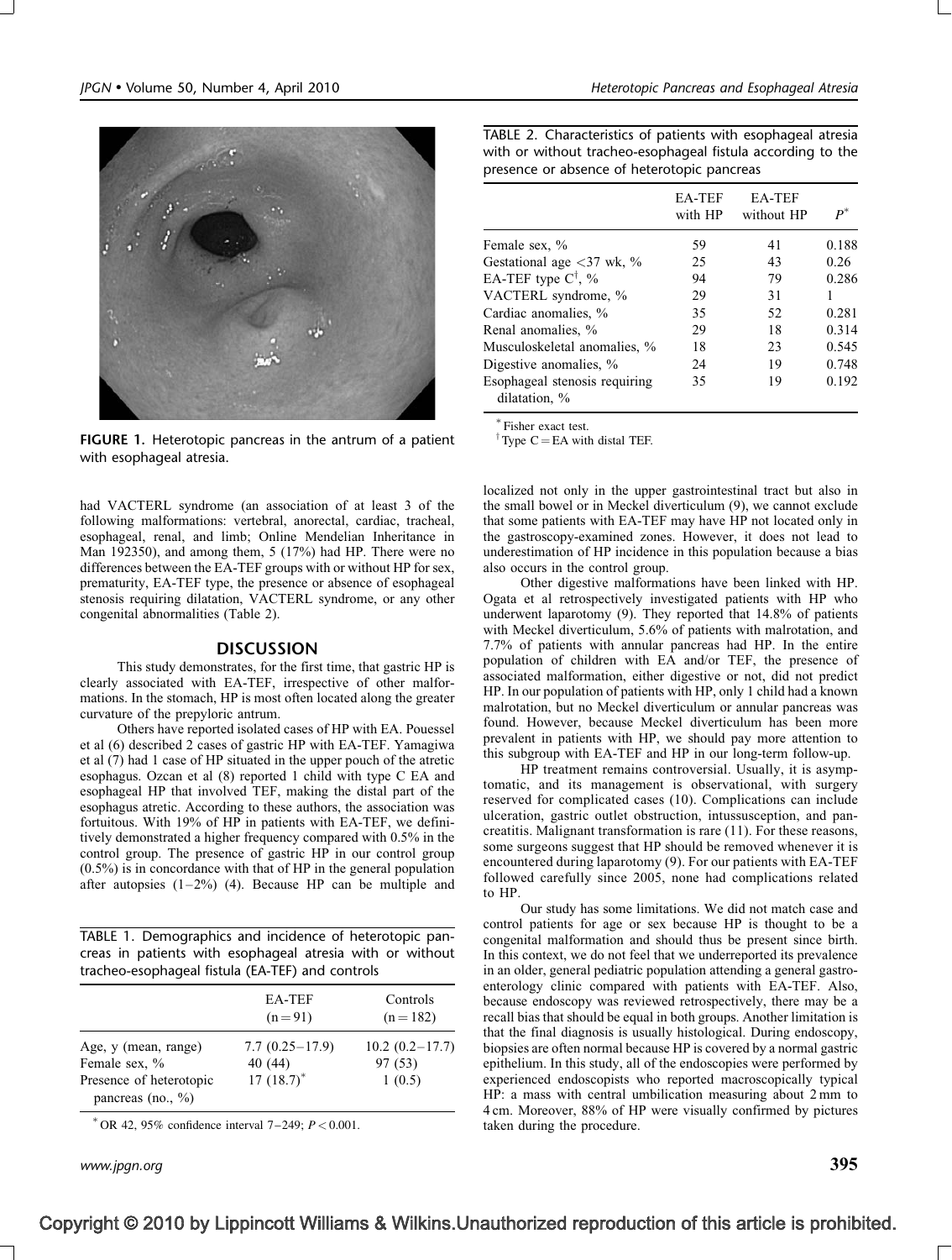FIGURE 1. Heterotopic pancreas in the antrum of a patient with esophageal atresia.

had VACTERL syndrome (an association of at least 3 of the following malformations: vertebral, anorectal, cardiac, tracheal, esophageal, renal, and limb; Online Mendelian Inheritance in Man 192350), and among them, 5 (17%) had HP. There were no differences between the EA-TEF groups with or without HP for sex, prematurity, EA-TEF type, the presence or absence of esophageal stenosis requiring dilatation, VACTERL syndrome, or any other congenital abnormalities (Table 2).

## DISCUSSION

This study demonstrates, for the first time, that gastric HP is clearly associated with EA-TEF, irrespective of other malformations. In the stomach, HP is most often located along the greater curvature of the prepyloric antrum.

Others have reported isolated cases of HP with EA. Pouessel et al (6) described 2 cases of gastric HP with EA-TEF. Yamagiwa et al (7) had 1 case of HP situated in the upper pouch of the atretic esophagus. Ozcan et al (8) reported 1 child with type C EA and esophageal HP that involved TEF, making the distal part of the esophagus atretic. According to these authors, the association was fortuitous. With 19% of HP in patients with EA-TEF, we definitively demonstrated a higher frequency compared with 0.5% in the control group. The presence of gastric HP in our control group (0.5%) is in concordance with that of HP in the general population after autopsies (1–2%) (4). Because HP can be multiple and localized not only in the upper gastrointestinal tract but also in the small bowel or in Meckel diverticulum (9), we cannot exclude that some patients with EA-TEF may have HP not located only in the gastroscopy-examined zones. However, it does not lead to underestimation of HP incidence in this population because a bias also occurs in the control group.

TABLE 1. Demographics and incidence of heterotopic pancreas in patients with esophageal atresia with or without tracheo-esophageal fistula (EA-TEF) and controls

| | EA-TEF (n = 91) | Controls (n = 182) |
|---|---|---|
| Age, y (mean, range) | 7.7 (0.25–17.9) | 10.2 (0.2–17.7) |
| Female sex, % | 40 (44) | 97 (53) |
| Presence of heterotopic pancreas (no., %) | 17 (18.7)* | 1 (0.5) |

\* OR 42, 95% confidence interval 7–249; $P < 0.001$.

Other digestive malformations have been linked with HP. Ogata et al retrospectively investigated patients with HP who underwent laparotomy (9). They reported that 14.8% of patients with Meckel diverticulum, 5.6% of patients with malrotation, and 7.7% of patients with annular pancreas had HP. In the entire population of children with EA and/or TEF, the presence of associated malformation, either digestive or not, did not predict HP. In our population of patients with HP, only 1 child had a known malrotation, but no Meckel diverticulum or annular pancreas was found. However, because Meckel diverticulum has been more prevalent in patients with HP, we should pay more attention to this subgroup with EA-TEF and HP in our long-term follow-up.

HP treatment remains controversial. Usually, it is asymptomatic, and its management is observational, with surgery reserved for complicated cases (10). Complications can include ulceration, gastric outlet obstruction, intussusception, and pancreatitis. Malignant transformation is rare (11). For these reasons, some surgeons suggest that HP should be removed whenever it is encountered during laparotomy (9). For our patients with EA-TEF followed carefully since 2005, none had complications related to HP.

TABLE 2. Characteristics of patients with esophageal atresia with or without tracheo-esophageal fistula according to the presence or absence of heterotopic pancreas

| | EA-TEF with HP | EA-TEF without HP | $P^*$ |
|---|---|---|---|
| Female sex, % | 59 | 41 | 0.188 |
| Gestational age <37 wk, % | 25 | 43 | 0.26 |
| EA-TEF type C[†], % | 94 | 79 | 0.286 |
| VACTERL syndrome, % | 29 | 31 | 1 |
| Cardiac anomalies, % | 35 | 52 | 0.281 |
| Renal anomalies, % | 29 | 18 | 0.314 |
| Musculoskeletal anomalies, % | 18 | 23 | 0.545 |
| Digestive anomalies, % | 24 | 19 | 0.748 |
| Esophageal stenosis requiring dilatation, % | 35 | 19 | 0.192 |

\* Fisher exact test.
† Type C = EA with distal TEF.

Our study has some limitations. We did not match case and control patients for age or sex because HP is thought to be a congenital malformation and should thus be present since birth. In this context, we do not feel that we underreported its prevalence in an older, general pediatric population attending a general gastroenterology clinic compared with patients with EA-TEF. Also, because endoscopy was reviewed retrospectively, there may be a recall bias that should be equal in both groups. Another limitation is that the final diagnosis is usually histological. During endoscopy, biopsies are often normal because HP is covered by a normal gastric epithelium. In this study, all of the endoscopies were performed by experienced endoscopists who reported macroscopically typical HP: a mass with central umbilication measuring about 2 mm to 4 cm. Moreover, 88% of HP were visually confirmed by pictures taken during the procedure.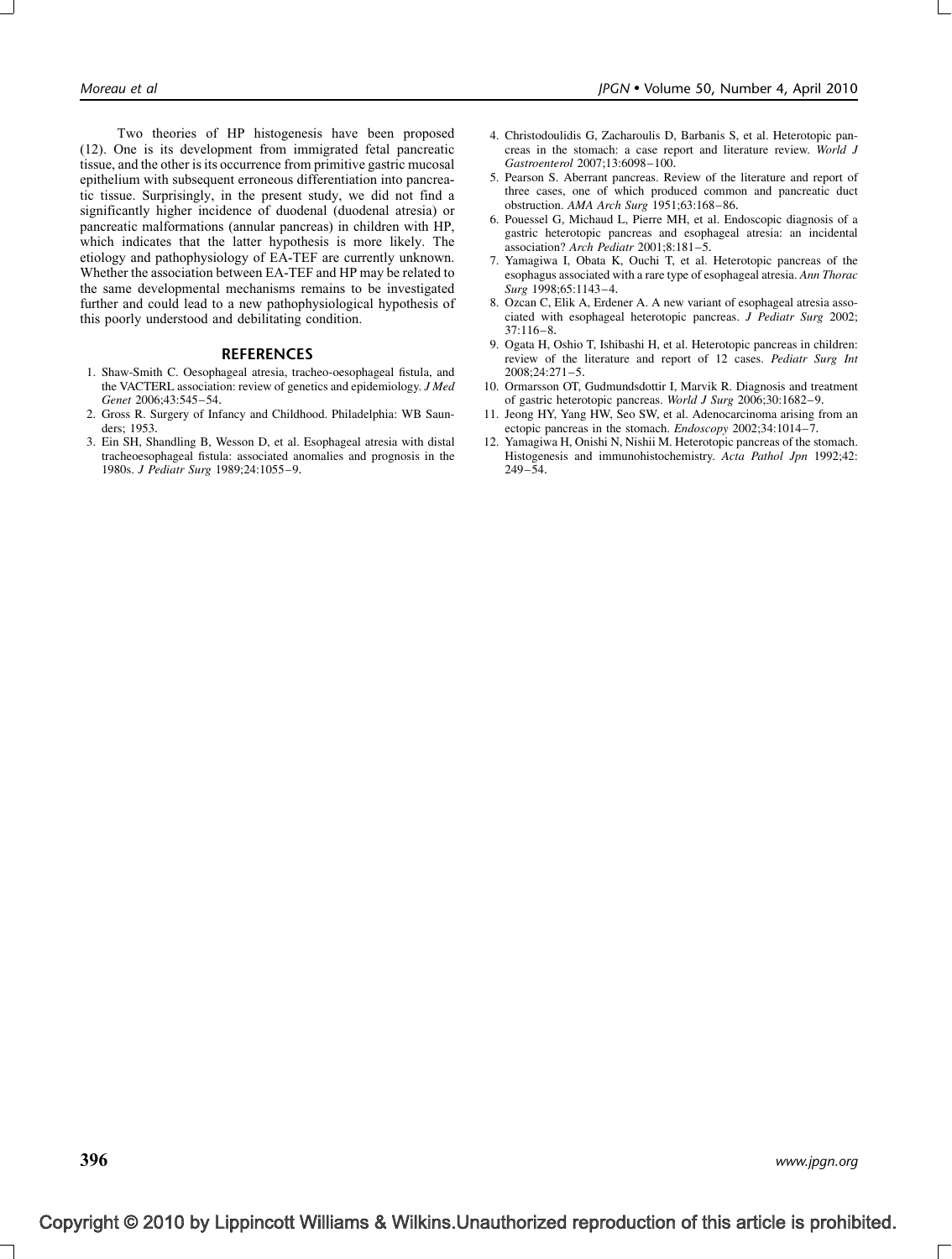Two theories of HP histogenesis have been proposed (12). One is its development from immigrated fetal pancreatic tissue, and the other is its occurrence from primitive gastric mucosal epithelium with subsequent erroneous differentiation into pancreatic tissue. Surprisingly, in the present study, we did not find a significantly higher incidence of duodenal (duodenal atresia) or pancreatic malformations (annular pancreas) in children with HP, which indicates that the latter hypothesis is more likely. The etiology and pathophysiology of EA-TEF are currently unknown. Whether the association between EA-TEF and HP may be related to the same developmental mechanisms remains to be investigated further and could lead to a new pathophysiological hypothesis of this poorly understood and debilitating condition.

## REFERENCES

1. Shaw-Smith C. Oesophageal atresia, tracheo-oesophageal fistula, and the VACTERL association: review of genetics and epidemiology. *J Med Genet* 2006;43:545–54.
2. Gross R. Surgery of Infancy and Childhood. Philadelphia: WB Saunders; 1953.
3. Ein SH, Shandling B, Wesson D, et al. Esophageal atresia with distal tracheoesophageal fistula: associated anomalies and prognosis in the 1980s. *J Pediatr Surg* 1989;24:1055–9.
4. Christodoulidis G, Zacharoulis D, Barbanis S, et al. Heterotopic pancreas in the stomach: a case report and literature review. *World J Gastroenterol* 2007;13:6098–100.
5. Pearson S. Aberrant pancreas. Review of the literature and report of three cases, one of which produced common and pancreatic duct obstruction. *AMA Arch Surg* 1951;63:168–86.
6. Pouessel G, Michaud L, Pierre MH, et al. Endoscopic diagnosis of a gastric heterotopic pancreas and esophageal atresia: an incidental association? *Arch Pediatr* 2001;8:181–5.
7. Yamagiwa I, Obata K, Ouchi T, et al. Heterotopic pancreas of the esophagus associated with a rare type of esophageal atresia. *Ann Thorac Surg* 1998;65:1143–4.
8. Ozcan C, Elik A, Erdener A. A new variant of esophageal atresia associated with esophageal heterotopic pancreas. *J Pediatr Surg* 2002; 37:116–8.
9. Ogata H, Oshio T, Ishibashi H, et al. Heterotopic pancreas in children: review of the literature and report of 12 cases. *Pediatr Surg Int* 2008;24:271–5.
10. Ormarsson OT, Gudmundsdottir I, Marvik R. Diagnosis and treatment of gastric heterotopic pancreas. *World J Surg* 2006;30:1682–9.
11. Jeong HY, Yang HW, Seo SW, et al. Adenocarcinoma arising from an ectopic pancreas in the stomach. *Endoscopy* 2002;34:1014–7.
12. Yamagiwa H, Onishi N, Nishii M. Heterotopic pancreas of the stomach. Histogenesis and immunohistochemistry. *Acta Pathol Jpn* 1992;42: 249–54.